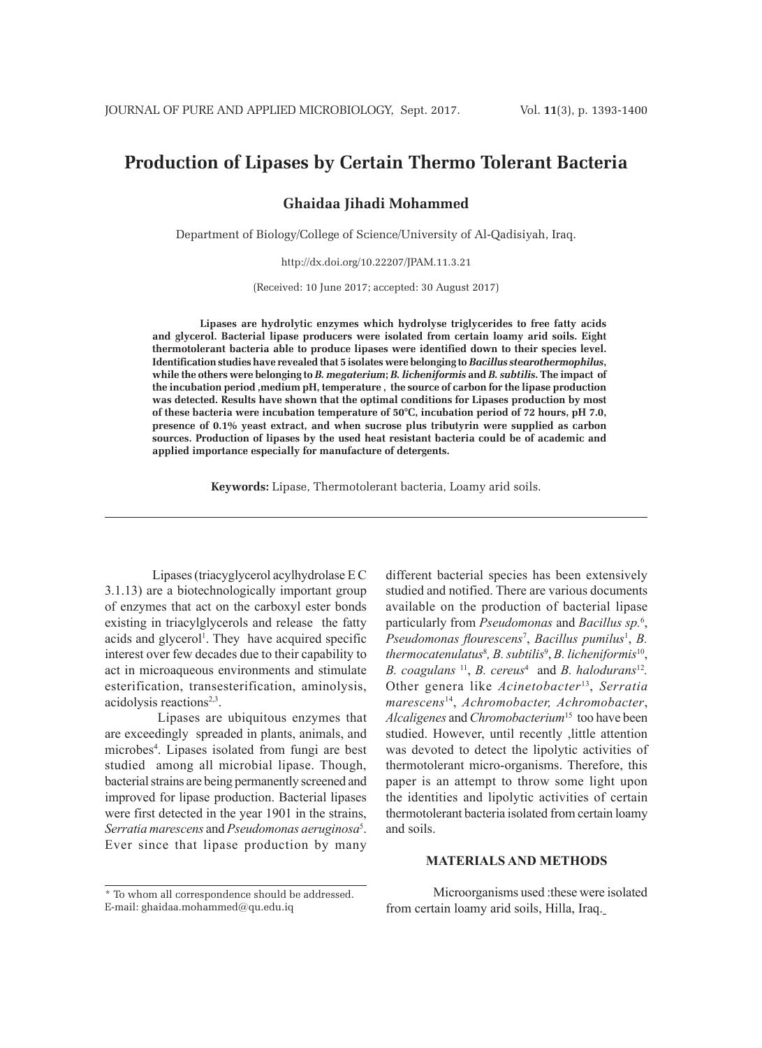# Production of Lipases by Certain Thermo Tolerant Bacteria

**Ghaidaa Jihadi Mohammed**

Department of Biology/College of Science/University of Al-Qadisiyah, Iraq.

http://dx.doi.org/10.22207/JPAM.11.3.21

(Received: 10 June 2017; accepted: 30 August 2017)

**Lipases are hydrolytic enzymes which hydrolyse triglycerides to free fatty acids and glycerol. Bacterial lipase producers were isolated from certain loamy arid soils. Eight thermotolerant bacteria able to produce lipases were identified down to their species level. Identification studies have revealed that 5 isolates were belonging to *Bacillus stearothermophilus*, while the others were belonging to *B. megaterium*; *B. licheniformis* and *B. subtilis*. The impact of the incubation period ,medium pH, temperature , the source of carbon for the lipase production was detected. Results have shown that the optimal conditions for Lipases production by most of these bacteria were incubation temperature of 50°C, incubation period of 72 hours, pH 7.0, presence of 0.1% yeast extract, and when sucrose plus tributyrin were supplied as carbon sources. Production of lipases by the used heat resistant bacteria could be of academic and applied importance especially for manufacture of detergents.**

**Keywords:** Lipase, Thermotolerant bacteria, Loamy arid soils.

---

Lipases (triacyglycerol acylhydrolase E C 3.1.13) are a biotechnologically important group of enzymes that act on the carboxyl ester bonds existing in triacylglycerols and release the fatty acids and glycerol[1]. They have acquired specific interest over few decades due to their capability to act in microaqueous environments and stimulate esterification, transesterification, aminolysis, acidolysis reactions[2,3].

Lipases are ubiquitous enzymes that are exceedingly spreaded in plants, animals, and microbes[4]. Lipases isolated from fungi are best studied among all microbial lipase. Though, bacterial strains are being permanently screened and improved for lipase production. Bacterial lipases were first detected in the year 1901 in the strains, *Serratia marescens* and *Pseudomonas aeruginosa*[5]. Ever since that lipase production by many different bacterial species has been extensively studied and notified. There are various documents available on the production of bacterial lipase particularly from *Pseudomonas* and *Bacillus sp.*[6], *Pseudomonas flourescens*[7], *Bacillus pumilus*[1], *B. thermocatenulatus*[8], *B. subtilis*[9], *B. licheniformis*[10], *B. coagulans*[11], *B. cereus*[4] and *B. halodurans*[12]. Other genera like *Acinetobacter*[13], *Serratia marescens*[14], *Achromobacter, Achromobacter*, *Alcaligenes* and *Chromobacterium*[15] too have been studied. However, until recently ,little attention was devoted to detect the lipolytic activities of thermotolerant micro-organisms. Therefore, this paper is an attempt to throw some light upon the identities and lipolytic activities of certain thermotolerant bacteria isolated from certain loamy and soils.

## MATERIALS AND METHODS

Microorganisms used :these were isolated from certain loamy arid soils, Hilla, Iraq.

---

* To whom all correspondence should be addressed.
E-mail: ghaidaa.mohammed@qu.edu.iq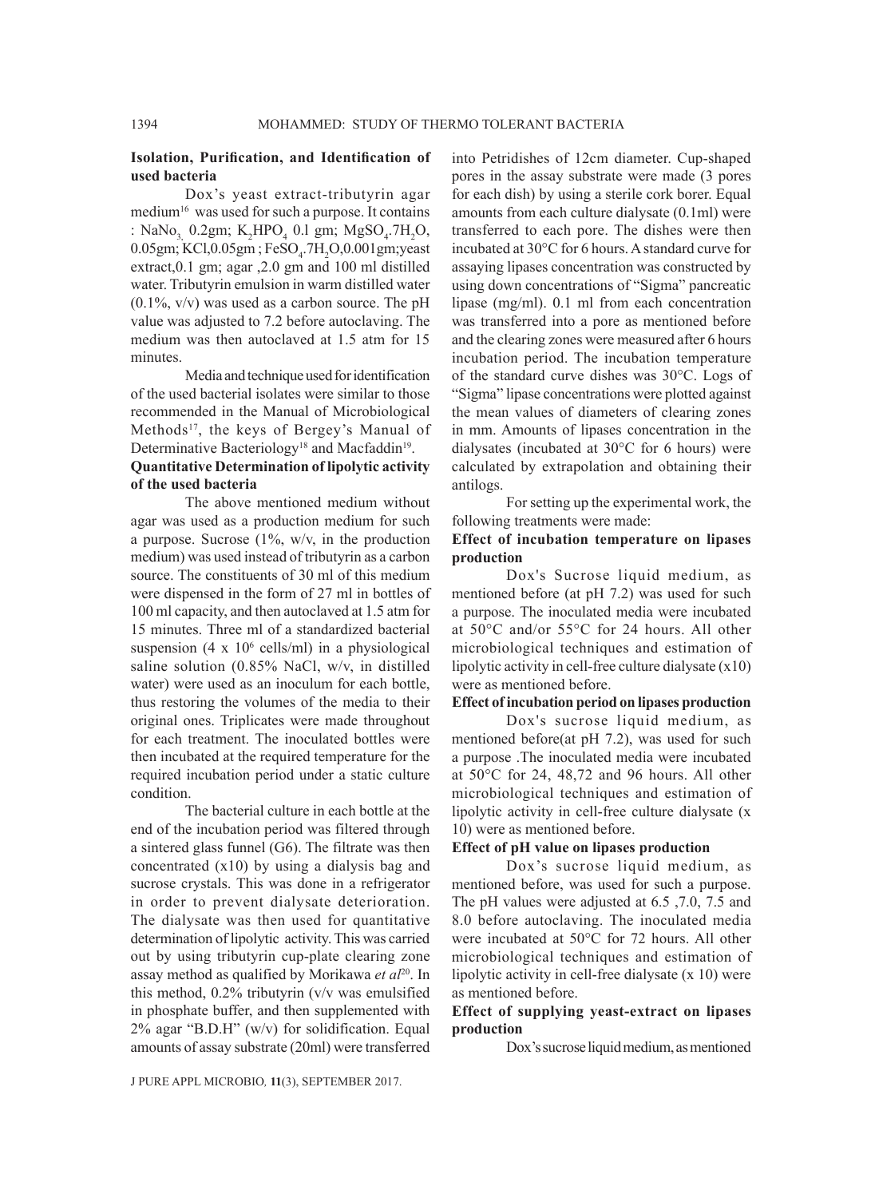### Isolation, Purification, and Identification of used bacteria

Dox's yeast extract-tributyrin agar medium[16] was used for such a purpose. It contains : $NaNo_3$ 0.2gm; $K_2HPO_4$ 0.l gm; $MgSO_4.7H_2O$, 0.05gm; KCl,0.05gm ; $FeSO_4.7H_2O$,0.001gm;yeast extract,0.1 gm; agar ,2.0 gm and 100 ml distilled water. Tributyrin emulsion in warm distilled water (0.1%, v/v) was used as a carbon source. The pH value was adjusted to 7.2 before autoclaving. The medium was then autoclaved at 1.5 atm for 15 minutes.

Media and technique used for identification of the used bacterial isolates were similar to those recommended in the Manual of Microbiological Methods[17], the keys of Bergey's Manual of Determinative Bacteriology[18] and Macfaddin[19].

### Quantitative Determination of lipolytic activity of the used bacteria

The above mentioned medium without agar was used as a production medium for such a purpose. Sucrose (1%, w/v, in the production medium) was used instead of tributyrin as a carbon source. The constituents of 30 ml of this medium were dispensed in the form of 27 ml in bottles of 100 ml capacity, and then autoclaved at 1.5 atm for 15 minutes. Three ml of a standardized bacterial suspension ($4 \times 10^6$ cells/ml) in a physiological saline solution (0.85% NaCl, w/v, in distilled water) were used as an inoculum for each bottle, thus restoring the volumes of the media to their original ones. Triplicates were made throughout for each treatment. The inoculated bottles were then incubated at the required temperature for the required incubation period under a static culture condition.

The bacterial culture in each bottle at the end of the incubation period was filtered through a sintered glass funnel (G6). The filtrate was then concentrated (x10) by using a dialysis bag and sucrose crystals. This was done in a refrigerator in order to prevent dialysate deterioration. The dialysate was then used for quantitative determination of lipolytic activity. This was carried out by using tributyrin cup-plate clearing zone assay method as qualified by Morikawa *et al*[20]. In this method, 0.2% tributyrin (v/v was emulsified in phosphate buffer, and then supplemented with 2% agar "B.D.H" (w/v) for solidification. Equal amounts of assay substrate (20ml) were transferred into Petridishes of 12cm diameter. Cup-shaped pores in the assay substrate were made (3 pores for each dish) by using a sterile cork borer. Equal amounts from each culture dialysate (0.1ml) were transferred to each pore. The dishes were then incubated at 30°C for 6 hours. A standard curve for assaying lipases concentration was constructed by using down concentrations of "Sigma" pancreatic lipase (mg/ml). 0.1 ml from each concentration was transferred into a pore as mentioned before and the clearing zones were measured after 6 hours incubation period. The incubation temperature of the standard curve dishes was 30°C. Logs of "Sigma" lipase concentrations were plotted against the mean values of diameters of clearing zones in mm. Amounts of lipases concentration in the dialysates (incubated at 30°C for 6 hours) were calculated by extrapolation and obtaining their antilogs.

For setting up the experimental work, the following treatments were made:

### Effect of incubation temperature on lipases production

Dox's Sucrose liquid medium, as mentioned before (at pH 7.2) was used for such a purpose. The inoculated media were incubated at 50°C and/or 55°C for 24 hours. All other microbiological techniques and estimation of lipolytic activity in cell-free culture dialysate (x10) were as mentioned before.

### Effect of incubation period on lipases production

Dox's sucrose liquid medium, as mentioned before(at pH 7.2), was used for such a purpose .The inoculated media were incubated at 50°C for 24, 48,72 and 96 hours. All other microbiological techniques and estimation of lipolytic activity in cell-free culture dialysate (x 10) were as mentioned before.

### Effect of pH value on lipases production

Dox's sucrose liquid medium, as mentioned before, was used for such a purpose. The pH values were adjusted at 6.5 ,7.0, 7.5 and 8.0 before autoclaving. The inoculated media were incubated at 50°C for 72 hours. All other microbiological techniques and estimation of lipolytic activity in cell-free dialysate (x 10) were as mentioned before.

### Effect of supplying yeast-extract on lipases production

Dox's sucrose liquid medium, as mentioned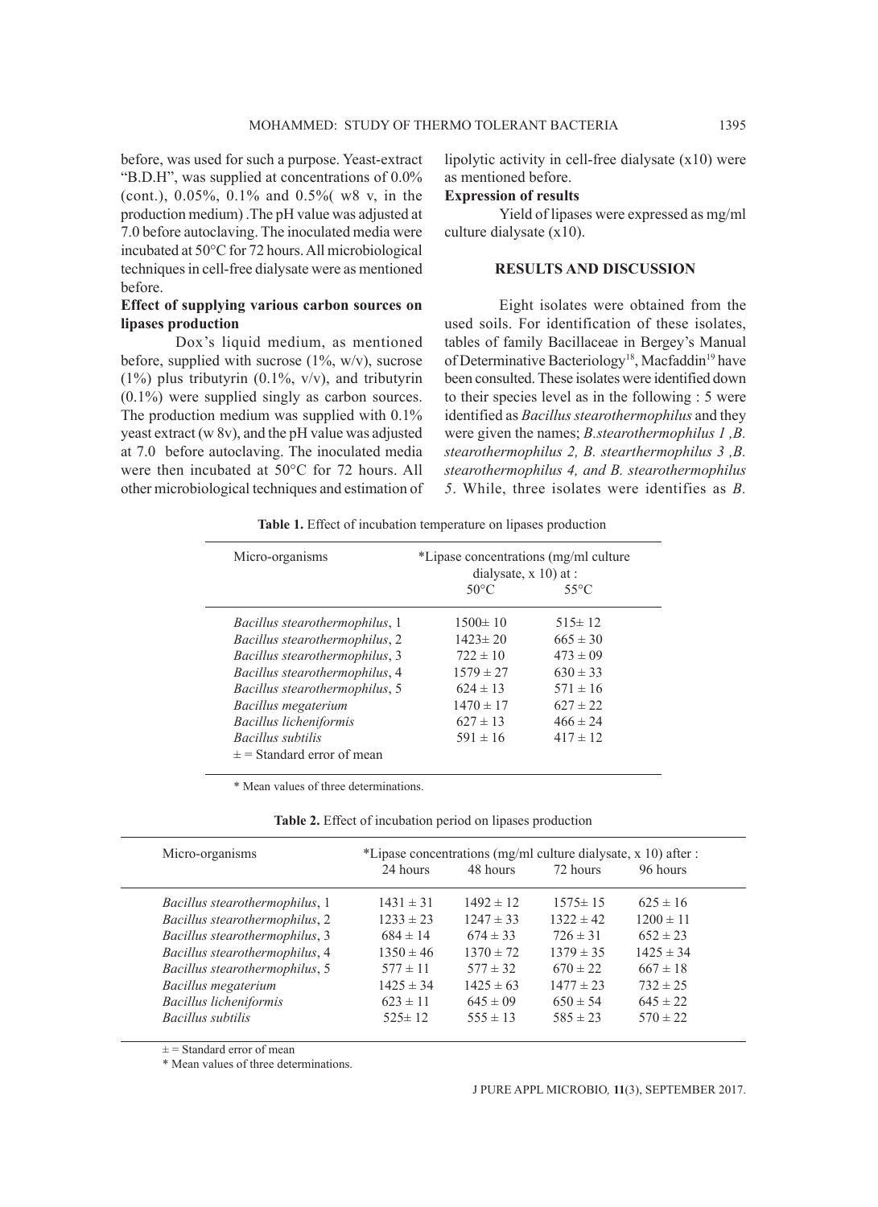before, was used for such a purpose. Yeast-extract "B.D.H", was supplied at concentrations of 0.0% (cont.), 0.05%, 0.1% and 0.5%( w8 v, in the production medium) .The pH value was adjusted at 7.0 before autoclaving. The inoculated media were incubated at 50°C for 72 hours. All microbiological techniques in cell-free dialysate were as mentioned before.

### Effect of supplying various carbon sources on lipases production

Dox's liquid medium, as mentioned before, supplied with sucrose (1%, w/v), sucrose (1%) plus tributyrin (0.1%, v/v), and tributyrin (0.1%) were supplied singly as carbon sources. The production medium was supplied with 0.1% yeast extract (w 8v), and the pH value was adjusted at 7.0 before autoclaving. The inoculated media were then incubated at 50°C for 72 hours. All other microbiological techniques and estimation of lipolytic activity in cell-free dialysate (x10) were as mentioned before.

### Expression of results

Yield of lipases were expressed as mg/ml culture dialysate (x10).

## RESULTS AND DISCUSSION

Eight isolates were obtained from the used soils. For identification of these isolates, tables of family Bacillaceae in Bergey's Manual of Determinative Bacteriology[18], Macfaddin[19] have been consulted. These isolates were identified down to their species level as in the following : 5 were identified as *Bacillus stearothermophilus* and they were given the names; *B.stearothermophilus 1 ,B. stearothermophilus 2, B. stearthermophilus 3 ,B. stearothermophilus 4, and B. stearothermophilus 5*. While, three isolates were identifies as *B.*

**Table 1.** Effect of incubation temperature on lipases production

| Micro-organisms | *Lipase concentrations (mg/ml culture dialysate, x 10) at : | |
|---|---|---|
| | 50°C | 55°C |
| *Bacillus stearothermophilus*, 1 | 1500± 10 | 515± 12 |
| *Bacillus stearothermophilus*, 2 | 1423± 20 | 665 ± 30 |
| *Bacillus stearothermophilus*, 3 | 722 ± 10 | 473 ± 09 |
| *Bacillus stearothermophilus*, 4 | 1579 ± 27 | 630 ± 33 |
| *Bacillus stearothermophilus*, 5 | 624 ± 13 | 571 ± 16 |
| *Bacillus megaterium* | 1470 ± 17 | 627 ± 22 |
| *Bacillus licheniformis* | 627 ± 13 | 466 ± 24 |
| *Bacillus subtilis* | 591 ± 16 | 417 ± 12 |

± = Standard error of mean

\* Mean values of three determinations.

**Table 2.** Effect of incubation period on lipases production

| Micro-organisms | *Lipase concentrations (mg/ml culture dialysate, x 10) after : | | | |
|---|---|---|---|---|
| | 24 hours | 48 hours | 72 hours | 96 hours |
| *Bacillus stearothermophilus*, 1 | 1431 ± 31 | 1492 ± 12 | 1575± 15 | 625 ± 16 |
| *Bacillus stearothermophilus*, 2 | 1233 ± 23 | 1247 ± 33 | 1322 ± 42 | 1200 ± 11 |
| *Bacillus stearothermophilus*, 3 | 684 ± 14 | 674 ± 33 | 726 ± 31 | 652 ± 23 |
| *Bacillus stearothermophilus*, 4 | 1350 ± 46 | 1370 ± 72 | 1379 ± 35 | 1425 ± 34 |
| *Bacillus stearothermophilus*, 5 | 577 ± 11 | 577 ± 32 | 670 ± 22 | 667 ± 18 |
| *Bacillus megaterium* | 1425 ± 34 | 1425 ± 63 | 1477 ± 23 | 732 ± 25 |
| *Bacillus licheniformis* | 623 ± 11 | 645 ± 09 | 650 ± 54 | 645 ± 22 |
| *Bacillus subtilis* | 525± 12 | 555 ± 13 | 585 ± 23 | 570 ± 22 |

± = Standard error of mean

\* Mean values of three determinations.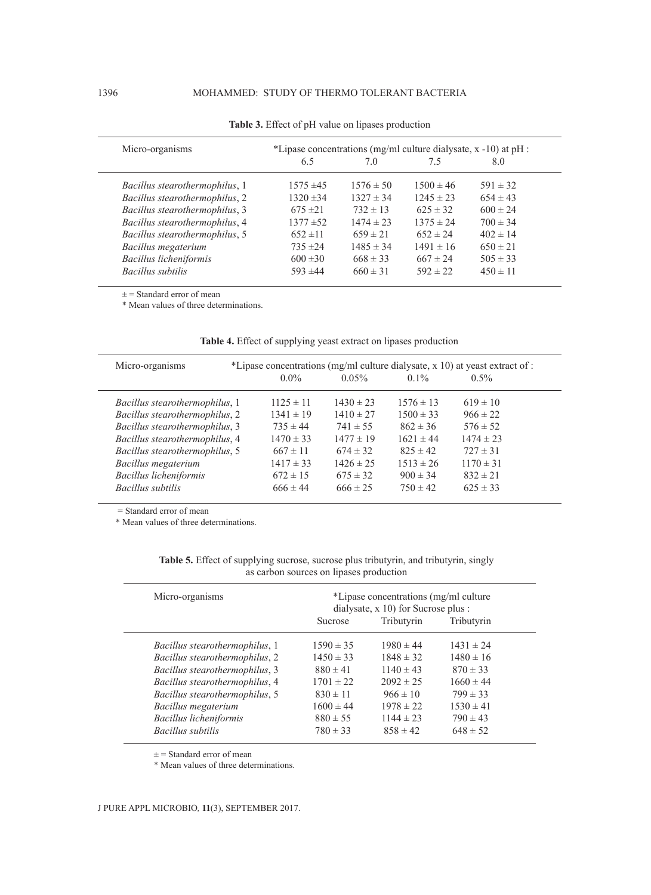**Table 3.** Effect of pH value on lipases production

| Micro-organisms | *Lipase concentrations (mg/ml culture dialysate, x -10) at pH : | | | |
|---|---|---|---|---|
| | 6.5 | 7.0 | 7.5 | 8.0 |
| *Bacillus stearothermophilus*, 1 | 1575 ±45 | 1576 ± 50 | 1500 ± 46 | 591 ± 32 |
| *Bacillus stearothermophilus*, 2 | 1320 ±34 | 1327 ± 34 | 1245 ± 23 | 654 ± 43 |
| *Bacillus stearothermophilus*, 3 | 675 ±21 | 732 ± 13 | 625 ± 32 | 600 ± 24 |
| *Bacillus stearothermophilus*, 4 | 1377 ±52 | 1474 ± 23 | 1375 ± 24 | 700 ± 34 |
| *Bacillus stearothermophilus*, 5 | 652 ±11 | 659 ± 21 | 652 ± 24 | 402 ± 14 |
| *Bacillus megaterium* | 735 ±24 | 1485 ± 34 | 1491 ± 16 | 650 ± 21 |
| *Bacillus licheniformis* | 600 ±30 | 668 ± 33 | 667 ± 24 | 505 ± 33 |
| *Bacillus subtilis* | 593 ±44 | 660 ± 31 | 592 ± 22 | 450 ± 11 |

± = Standard error of mean
* Mean values of three determinations.

**Table 4.** Effect of supplying yeast extract on lipases production

| Micro-organisms | *Lipase concentrations (mg/ml culture dialysate, x 10) at yeast extract of : | | | |
|---|---|---|---|---|
| | 0.0% | 0.05% | 0.1% | 0.5% |
| *Bacillus stearothermophilus*, 1 | 1125 ± 11 | 1430 ± 23 | 1576 ± 13 | 619 ± 10 |
| *Bacillus stearothermophilus*, 2 | 1341 ± 19 | 1410 ± 27 | 1500 ± 33 | 966 ± 22 |
| *Bacillus stearothermophilus*, 3 | 735 ± 44 | 741 ± 55 | 862 ± 36 | 576 ± 52 |
| *Bacillus stearothermophilus*, 4 | 1470 ± 33 | 1477 ± 19 | 1621 ± 44 | 1474 ± 23 |
| *Bacillus stearothermophilus*, 5 | 667 ± 11 | 674 ± 32 | 825 ± 42 | 727 ± 31 |
| *Bacillus megaterium* | 1417 ± 33 | 1426 ± 25 | 1513 ± 26 | 1170 ± 31 |
| *Bacillus licheniformis* | 672 ± 15 | 675 ± 32 | 900 ± 34 | 832 ± 21 |
| *Bacillus subtilis* | 666 ± 44 | 666 ± 25 | 750 ± 42 | 625 ± 33 |

= Standard error of mean
* Mean values of three determinations.

**Table 5.** Effect of supplying sucrose, sucrose plus tributyrin, and tributyrin, singly as carbon sources on lipases production

| Micro-organisms | *Lipase concentrations (mg/ml culture dialysate, x 10) for Sucrose plus : | | |
|---|---|---|---|
| | Sucrose | Tributyrin | Tributyrin |
| *Bacillus stearothermophilus*, 1 | 1590 ± 35 | 1980 ± 44 | 1431 ± 24 |
| *Bacillus stearothermophilus*, 2 | 1450 ± 33 | 1848 ± 32 | 1480 ± 16 |
| *Bacillus stearothermophilus*, 3 | 880 ± 41 | 1140 ± 43 | 870 ± 33 |
| *Bacillus stearothermophilus*, 4 | 1701 ± 22 | 2092 ± 25 | 1660 ± 44 |
| *Bacillus stearothermophilus*, 5 | 830 ± 11 | 966 ± 10 | 799 ± 33 |
| *Bacillus megaterium* | 1600 ± 44 | 1978 ± 22 | 1530 ± 41 |
| *Bacillus licheniformis* | 880 ± 55 | 1144 ± 23 | 790 ± 43 |
| *Bacillus subtilis* | 780 ± 33 | 858 ± 42 | 648 ± 52 |

± = Standard error of mean
* Mean values of three determinations.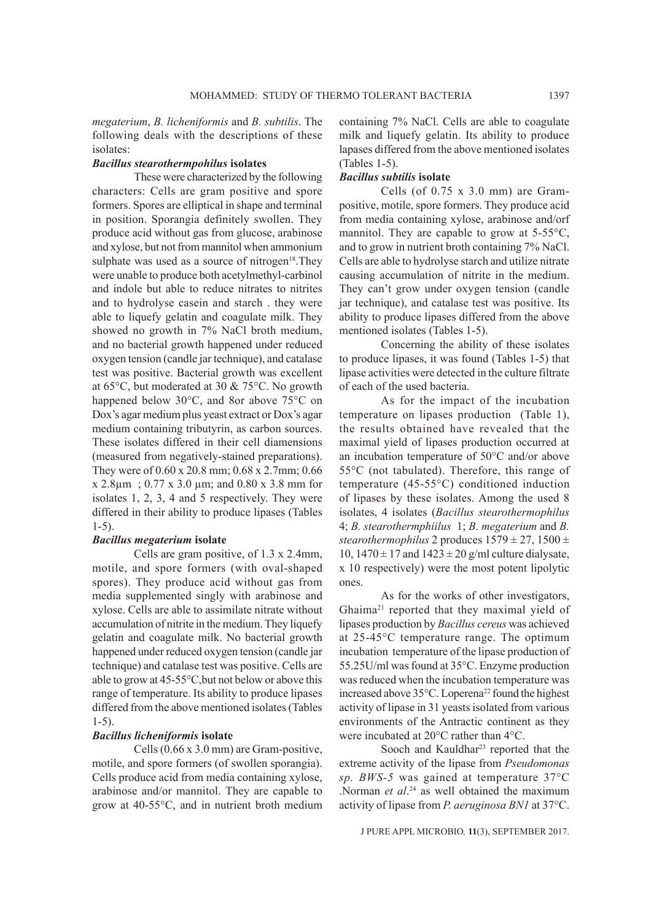*megaterium*, *B. licheniformis* and *B. subtilis*. The following deals with the descriptions of these isolates:

### *Bacillus stearothermpohilus* isolates

These were characterized by the following characters: Cells are gram positive and spore formers. Spores are elliptical in shape and terminal in position. Sporangia definitely swollen. They produce acid without gas from glucose, arabinose and xylose, but not from mannitol when ammonium sulphate was used as a source of nitrogen[18].They were unable to produce both acetylmethyl-carbinol and indole but able to reduce nitrates to nitrites and to hydrolyse casein and starch . they were able to liquefy gelatin and coagulate milk. They showed no growth in 7% NaCl broth medium, and no bacterial growth happened under reduced oxygen tension (candle jar technique), and catalase test was positive. Bacterial growth was excellent at 65°C, but moderated at 30 & 75°C. No growth happened below 30°C, and 8or above 75°C on Dox's agar medium plus yeast extract or Dox's agar medium containing tributyrin, as carbon sources. These isolates differed in their cell diamensions (measured from negatively-stained preparations). They were of 0.60 x 20.8 mm; 0.68 x 2.7mm; 0.66 x 2.8µm ; 0.77 x 3.0 µm; and 0.80 x 3.8 mm for isolates 1, 2, 3, 4 and 5 respectively. They were differed in their ability to produce lipases (Tables 1-5).

### *Bacillus megaterium* isolate

Cells are gram positive, of 1.3 x 2.4mm, motile, and spore formers (with oval-shaped spores). They produce acid without gas from media supplemented singly with arabinose and xylose. Cells are able to assimilate nitrate without accumulation of nitrite in the medium. They liquefy gelatin and coagulate milk. No bacterial growth happened under reduced oxygen tension (candle jar technique) and catalase test was positive. Cells are able to grow at 45-55°C,but not below or above this range of temperature. Its ability to produce lipases differed from the above mentioned isolates (Tables 1-5).

### *Bacillus licheniformis* isolate

Cells (0.66 x 3.0 mm) are Gram-positive, motile, and spore formers (of swollen sporangia). Cells produce acid from media containing xylose, arabinose and/or mannitol. They are capable to grow at 40-55°C, and in nutrient broth medium containing 7% NaCl. Cells are able to coagulate milk and liquefy gelatin. Its ability to produce lapases differed from the above mentioned isolates (Tables 1-5).

### *Bacillus subtilis* isolate

Cells (of 0.75 x 3.0 mm) are Gram-positive, motile, spore formers. They produce acid from media containing xylose, arabinose and/orf mannitol. They are capable to grow at 5-55°C, and to grow in nutrient broth containing 7% NaCl. Cells are able to hydrolyse starch and utilize nitrate causing accumulation of nitrite in the medium. They can't grow under oxygen tension (candle jar technique), and catalase test was positive. Its ability to produce lipases differed from the above mentioned isolates (Tables 1-5).

Concerning the ability of these isolates to produce lipases, it was found (Tables 1-5) that lipase activities were detected in the culture filtrate of each of the used bacteria.

As for the impact of the incubation temperature on lipases production (Table 1), the results obtained have revealed that the maximal yield of lipases production occurred at an incubation temperature of 50°C and/or above 55°C (not tabulated). Therefore, this range of temperature (45-55°C) conditioned induction of lipases by these isolates. Among the used 8 isolates, 4 isolates (*Bacillus stearothermophilus* 4; *B. stearothermphiilus* 1; *B. megaterium* and *B. stearothermophilus* 2 produces 1579 ± 27, 1500 ± 10, 1470 ± 17 and 1423 ± 20 g/ml culture dialysate, x 10 respectively) were the most potent lipolytic ones.

As for the works of other investigators, Ghaima[21] reported that they maximal yield of lipases production by *Bacillus cereus* was achieved at 25-45°C temperature range. The optimum incubation temperature of the lipase production of 55.25U/ml was found at 35°C. Enzyme production was reduced when the incubation temperature was increased above 35°C. Loperena[22] found the highest activity of lipase in 31 yeasts isolated from various environments of the Antractic continent as they were incubated at 20°C rather than 4°C.

Sooch and Kauldhar[23] reported that the extreme activity of the lipase from *Pseudomonas sp. BWS-5* was gained at temperature 37°C .Norman *et al*.[24] as well obtained the maximum activity of lipase from *P. aeruginosa BN1* at 37°C.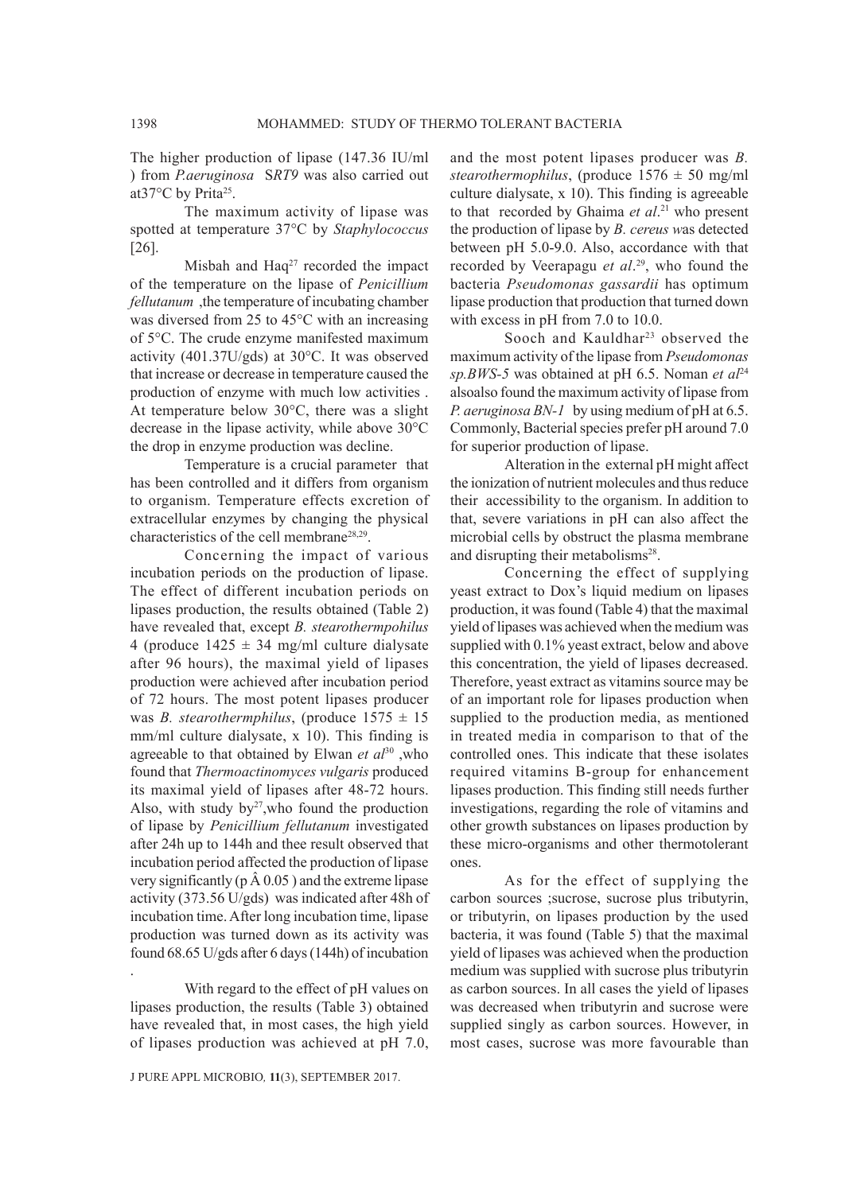The higher production of lipase (147.36 IU/ml ) from *P.aeruginosa* S*RT9* was also carried out at37°C by Prita[25].

The maximum activity of lipase was spotted at temperature 37°C by *Staphylococcus* [26].

Misbah and Haq[27] recorded the impact of the temperature on the lipase of *Penicillium fellutanum* ,the temperature of incubating chamber was diversed from 25 to 45°C with an increasing of 5°C. The crude enzyme manifested maximum activity (401.37U/gds) at 30°C. It was observed that increase or decrease in temperature caused the production of enzyme with much low activities . At temperature below 30°C, there was a slight decrease in the lipase activity, while above 30°C the drop in enzyme production was decline.

Temperature is a crucial parameter that has been controlled and it differs from organism to organism. Temperature effects excretion of extracellular enzymes by changing the physical characteristics of the cell membrane[28,29].

Concerning the impact of various incubation periods on the production of lipase. The effect of different incubation periods on lipases production, the results obtained (Table 2) have revealed that, except *B. stearothermpohilus* 4 (produce 1425 ± 34 mg/ml culture dialysate after 96 hours), the maximal yield of lipases production were achieved after incubation period of 72 hours. The most potent lipases producer was *B. stearothermphilus*, (produce 1575 ± 15 mm/ml culture dialysate, x 10). This finding is agreeable to that obtained by Elwan *et al*[30] ,who found that *Thermoactinomyces vulgaris* produced its maximal yield of lipases after 48-72 hours. Also, with study by[27],who found the production of lipase by *Penicillium fellutanum* investigated after 24h up to 144h and thee result observed that incubation period affected the production of lipase very significantly (p Â 0.05 ) and the extreme lipase activity (373.56 U/gds) was indicated after 48h of incubation time. After long incubation time, lipase production was turned down as its activity was found 68.65 U/gds after 6 days (144h) of incubation .

With regard to the effect of pH values on lipases production, the results (Table 3) obtained have revealed that, in most cases, the high yield of lipases production was achieved at pH 7.0, and the most potent lipases producer was *B. stearothermophilus*, (produce 1576 ± 50 mg/ml culture dialysate, x 10). This finding is agreeable to that recorded by Ghaima *et al*.[21] who present the production of lipase by *B. cereus w*as detected between pH 5.0-9.0. Also, accordance with that recorded by Veerapagu *et al*.[29], who found the bacteria *Pseudomonas gassardii* has optimum lipase production that production that turned down with excess in pH from 7.0 to 10.0.

Sooch and Kauldhar[23] observed the maximum activity of the lipase from *Pseudomonas sp.BWS-5* was obtained at pH 6.5. Noman *et al*[24] alsoalso found the maximum activity of lipase from *P. aeruginosa BN-1* by using medium of pH at 6.5. Commonly, Bacterial species prefer pH around 7.0 for superior production of lipase.

Alteration in the external pH might affect the ionization of nutrient molecules and thus reduce their accessibility to the organism. In addition to that, severe variations in pH can also affect the microbial cells by obstruct the plasma membrane and disrupting their metabolisms[28].

Concerning the effect of supplying yeast extract to Dox's liquid medium on lipases production, it was found (Table 4) that the maximal yield of lipases was achieved when the medium was supplied with 0.1% yeast extract, below and above this concentration, the yield of lipases decreased. Therefore, yeast extract as vitamins source may be of an important role for lipases production when supplied to the production media, as mentioned in treated media in comparison to that of the controlled ones. This indicate that these isolates required vitamins B-group for enhancement lipases production. This finding still needs further investigations, regarding the role of vitamins and other growth substances on lipases production by these micro-organisms and other thermotolerant ones.

As for the effect of supplying the carbon sources ;sucrose, sucrose plus tributyrin, or tributyrin, on lipases production by the used bacteria, it was found (Table 5) that the maximal yield of lipases was achieved when the production medium was supplied with sucrose plus tributyrin as carbon sources. In all cases the yield of lipases was decreased when tributyrin and sucrose were supplied singly as carbon sources. However, in most cases, sucrose was more favourable than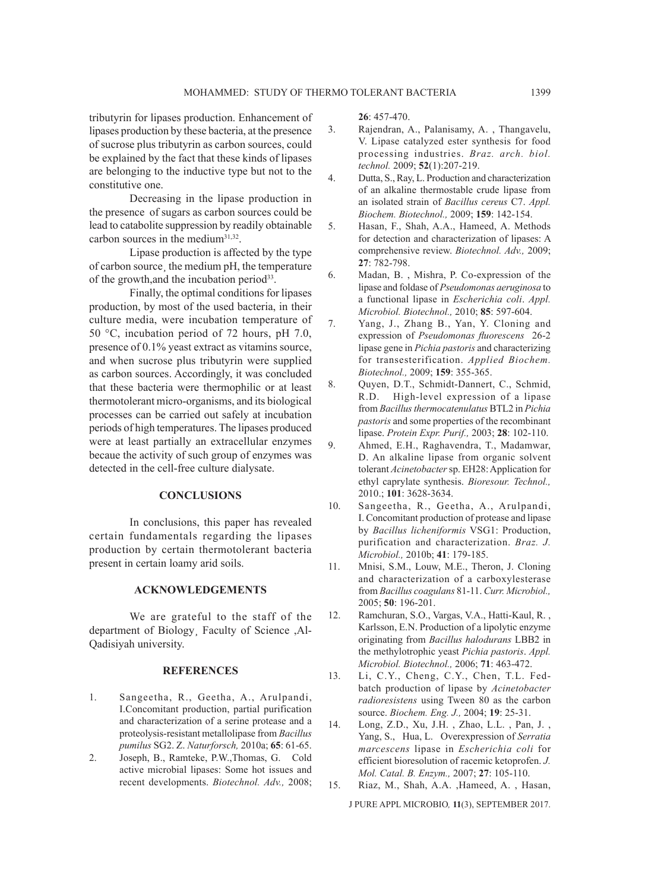tributyrin for lipases production. Enhancement of lipases production by these bacteria, at the presence of sucrose plus tributyrin as carbon sources, could be explained by the fact that these kinds of lipases are belonging to the inductive type but not to the constitutive one.

Decreasing in the lipase production in the presence of sugars as carbon sources could be lead to catabolite suppression by readily obtainable carbon sources in the medium[31,32].

Lipase production is affected by the type of carbon source¸ the medium pH, the temperature of the growth,and the incubation period[33].

Finally, the optimal conditions for lipases production, by most of the used bacteria, in their culture media, were incubation temperature of 50 °C, incubation period of 72 hours, pH 7.0, presence of 0.1% yeast extract as vitamins source, and when sucrose plus tributyrin were supplied as carbon sources. Accordingly, it was concluded that these bacteria were thermophilic or at least thermotolerant micro-organisms, and its biological processes can be carried out safely at incubation periods of high temperatures. The lipases produced were at least partially an extracellular enzymes becaue the activity of such group of enzymes was detected in the cell-free culture dialysate.

## CONCLUSIONS

In conclusions, this paper has revealed certain fundamentals regarding the lipases production by certain thermotolerant bacteria present in certain loamy arid soils.

## ACKNOWLEDGEMENTS

We are grateful to the staff of the department of Biology¸ Faculty of Science ,Al-Qadisiyah university.

## REFERENCES

1. Sangeetha, R., Geetha, A., Arulpandi, I.Concomitant production, partial purification and characterization of a serine protease and a proteolysis-resistant metallolipase from *Bacillus pumilus* SG2. Z. *Naturforsch,* 2010a; **65**: 61-65.
2. Joseph, B., Ramteke, P.W.,Thomas, G. Cold active microbial lipases: Some hot issues and recent developments. *Biotechnol. Adv.,* 2008; **26**: 457-470.
3. Rajendran, A., Palanisamy, A. , Thangavelu, V. Lipase catalyzed ester synthesis for food processing industries. *Braz. arch. biol. technol.* 2009; **52**(1):207-219.
4. Dutta, S., Ray, L. Production and characterization of an alkaline thermostable crude lipase from an isolated strain of *Bacillus cereus* C7. *Appl. Biochem. Biotechnol.,* 2009; **159**: 142-154.
5. Hasan, F., Shah, A.A., Hameed, A. Methods for detection and characterization of lipases: A comprehensive review. *Biotechnol. Adv.,* 2009; **27**: 782-798.
6. Madan, B. , Mishra, P. Co-expression of the lipase and foldase of *Pseudomonas aeruginosa* to a functional lipase in *Escherichia coli*. *Appl. Microbiol. Biotechnol.,* 2010; **85**: 597-604.
7. Yang, J., Zhang B., Yan, Y. Cloning and expression of *Pseudomonas fluorescens* 26-2 lipase gene in *Pichia pastoris* and characterizing for transesterification. *Applied Biochem. Biotechnol.,* 2009; **159**: 355-365.
8. Quyen, D.T., Schmidt-Dannert, C., Schmid, R.D. High-level expression of a lipase from *Bacillus thermocatenulatus* BTL2 in *Pichia pastoris* and some properties of the recombinant lipase. *Protein Expr. Purif.,* 2003; **28**: 102-110.
9. Ahmed, E.H., Raghavendra, T., Madamwar, D. An alkaline lipase from organic solvent tolerant *Acinetobacter* sp. EH28: Application for ethyl caprylate synthesis. *Bioresour. Technol.,* 2010.; **101**: 3628-3634.
10. Sangeetha, R., Geetha, A., Arulpandi, I. Concomitant production of protease and lipase by *Bacillus licheniformis* VSG1: Production, purification and characterization. *Braz. J. Microbiol.,* 2010b; **41**: 179-185.
11. Mnisi, S.M., Louw, M.E., Theron, J. Cloning and characterization of a carboxylesterase from *Bacillus coagulans* 81-11. *Curr. Microbiol.,* 2005; **50**: 196-201.
12. Ramchuran, S.O., Vargas, V.A., Hatti-Kaul, R. , Karlsson, E.N. Production of a lipolytic enzyme originating from *Bacillus halodurans* LBB2 in the methylotrophic yeast *Pichia pastoris*. *Appl. Microbiol. Biotechnol.,* 2006; **71**: 463-472.
13. Li, C.Y., Cheng, C.Y., Chen, T.L. Fed-batch production of lipase by *Acinetobacter radioresistens* using Tween 80 as the carbon source. *Biochem. Eng. J.,* 2004; **19**: 25-31.
14. Long, Z.D., Xu, J.H. , Zhao, L.L. , Pan, J. , Yang, S., Hua, L. Overexpression of *Serratia marcescens* lipase in *Escherichia coli* for efficient bioresolution of racemic ketoprofen. *J. Mol. Catal. B. Enzym.,* 2007; **27**: 105-110.
15. Riaz, M., Shah, A.A. ,Hameed, A. , Hasan,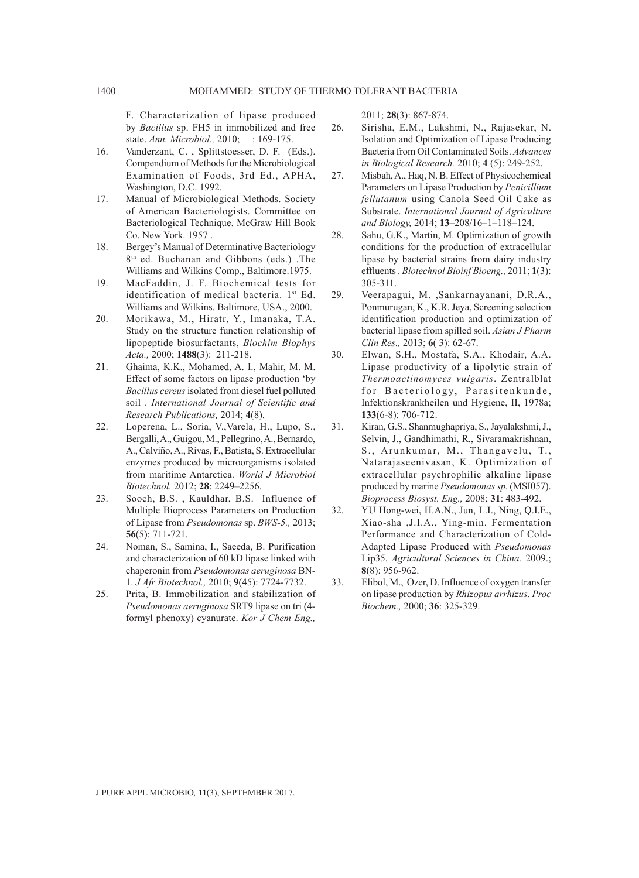F. Characterization of lipase produced by *Bacillus* sp. FH5 in immobilized and free state. *Ann. Microbiol.,* 2010; : 169-175.

16. Vanderzant, C. , Splittstoesser, D. F. (Eds.). Compendium of Methods for the Microbiological Examination of Foods, 3rd Ed., APHA, Washington, D.C. 1992.
17. Manual of Microbiological Methods. Society of American Bacteriologists. Committee on Bacteriological Technique. McGraw Hill Book Co. New York. 1957 .
18. Bergey's Manual of Determinative Bacteriology 8th ed. Buchanan and Gibbons (eds.) .The Williams and Wilkins Comp., Baltimore.1975.
19. MacFaddin, J. F. Biochemical tests for identification of medical bacteria. 1st Ed. Williams and Wilkins. Baltimore, USA., 2000.
20. Morikawa, M., Hiratr, Y., Imanaka, T.A. Study on the structure function relationship of lipopeptide biosurfactants, *Biochim Biophys Acta.,* 2000; **1488**(3): 211-218.
21. Ghaima, K.K., Mohamed, A. I., Mahir, M. M. Effect of some factors on lipase production 'by *Bacillus cereus* isolated from diesel fuel polluted soil . *International Journal of Scientific and Research Publications,* 2014; **4**(8).
22. Loperena, L., Soria, V.,Varela, H., Lupo, S., Bergalli, A., Guigou, M., Pellegrino, A., Bernardo, A., Calviño, A., Rivas, F., Batista, S. Extracellular enzymes produced by microorganisms isolated from maritime Antarctica. *World J Microbiol Biotechnol.* 2012; **28**: 2249–2256.
23. Sooch, B.S. , Kauldhar, B.S. Influence of Multiple Bioprocess Parameters on Production of Lipase from *Pseudomonas* sp. *BWS-5.,* 2013; **56**(5): 711-721.
24. Noman, S., Samina, I., Saeeda, B. Purification and characterization of 60 kD lipase linked with chaperonin from *Pseudomonas aeruginosa* BN-1. *J Afr Biotechnol.,* 2010; **9**(45): 7724-7732.
25. Prita, B. Immobilization and stabilization of *Pseudomonas aeruginosa* SRT9 lipase on tri (4-formyl phenoxy) cyanurate. *Kor J Chem Eng.,* 2011; **28**(3): 867-874.
26. Sirisha, E.M., Lakshmi, N., Rajasekar, N. Isolation and Optimization of Lipase Producing Bacteria from Oil Contaminated Soils. *Advances in Biological Research.* 2010; **4** (5): 249-252.
27. Misbah, A., Haq, N. B. Effect of Physicochemical Parameters on Lipase Production by *Penicillium fellutanum* using Canola Seed Oil Cake as Substrate. *International Journal of Agriculture and Biology,* 2014; **13**–208/16–1–118–124.
28. Sahu, G.K., Martin, M. Optimization of growth conditions for the production of extracellular lipase by bacterial strains from dairy industry effluents . *Biotechnol Bioinf Bioeng.,* 2011; **1**(3): 305-311.
29. Veerapagui, M. ,Sankarnayanani, D.R.A., Ponmurugan, K., K.R. Jeya, Screening selection identification production and optimization of bacterial lipase from spilled soil. *Asian J Pharm Clin Res.,* 2013; **6**( 3): 62-67.
30. Elwan, S.H., Mostafa, S.A., Khodair, A.A. Lipase productivity of a lipolytic strain of *Thermoactinomyces vulgaris*. Zentralblat for Bacteriology, Parasitenkunde, Infektionskrankheilen und Hygiene, II, 1978a; **133**(6-8): 706-712.
31. Kiran, G.S., Shanmughapriya, S., Jayalakshmi, J., Selvin, J., Gandhimathi, R., Sivaramakrishnan, S., Arunkumar, M., Thangavelu, T., Natarajaseenivasan, K. Optimization of extracellular psychrophilic alkaline lipase produced by marine *Pseudomonas sp.* (MSI057). *Bioprocess Biosyst. Eng.,* 2008; **31**: 483-492.
32. YU Hong-wei, H.A.N., Jun, L.I., Ning, Q.I.E., Xiao-sha ,J.I.A., Ying-min. Fermentation Performance and Characterization of Cold-Adapted Lipase Produced with *Pseudomonas* Lip35. *Agricultural Sciences in China.* 2009.; **8**(8): 956-962.
33. Elibol, M., Ozer, D. Influence of oxygen transfer on lipase production by *Rhizopus arrhizus*. *Proc Biochem.,* 2000; **36**: 325-329.